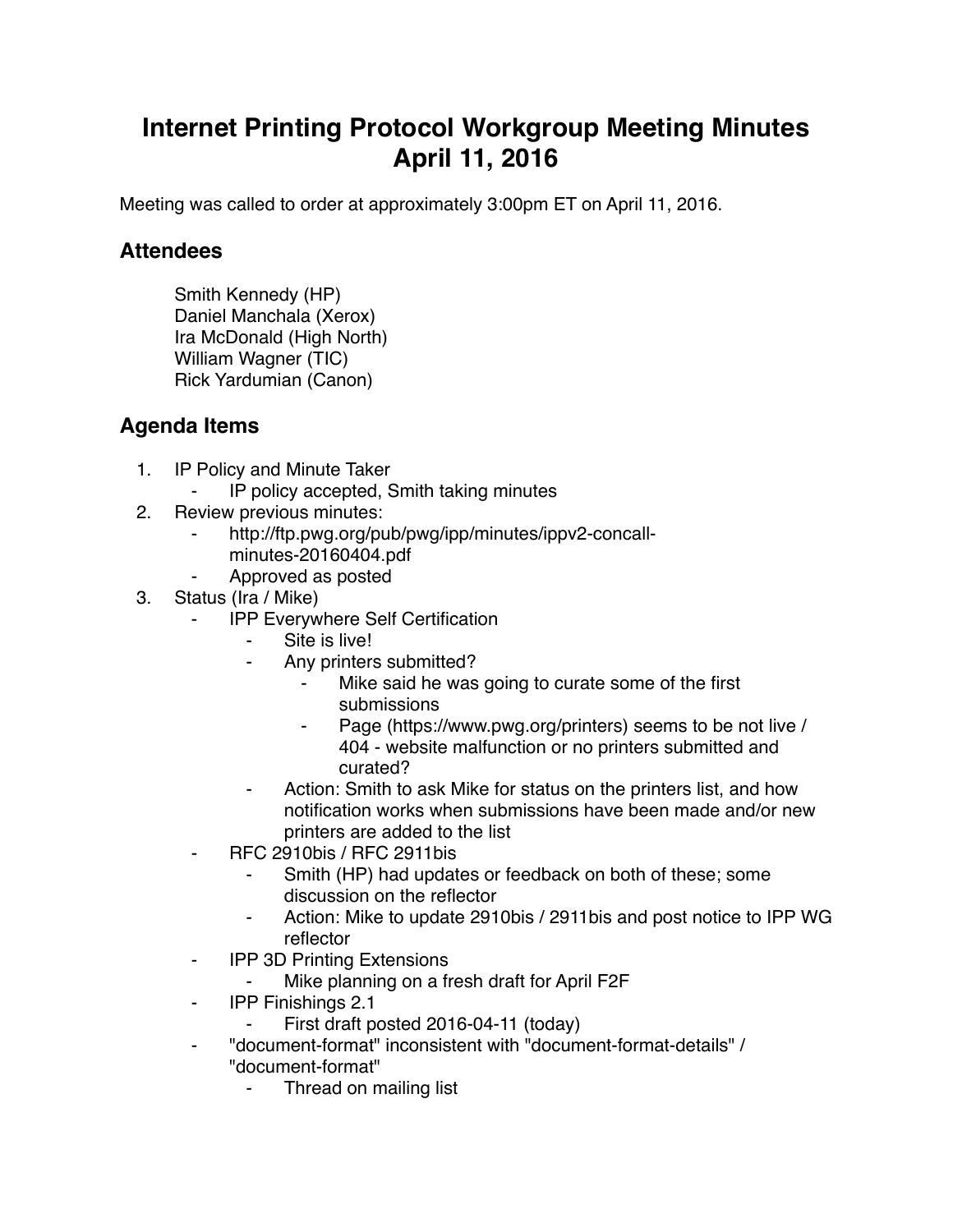# Internet Printing Protocol Workgroup Meeting Minutes
# April 11, 2016

Meeting was called to order at approximately 3:00pm ET on April 11, 2016.

## Attendees

Smith Kennedy (HP)
Daniel Manchala (Xerox)
Ira McDonald (High North)
William Wagner (TIC)
Rick Yardumian (Canon)

## Agenda Items

1. IP Policy and Minute Taker
    - IP policy accepted, Smith taking minutes
2. Review previous minutes:
    - http://ftp.pwg.org/pub/pwg/ipp/minutes/ippv2-concall-minutes-20160404.pdf
    - Approved as posted
3. Status (Ira / Mike)
    - IPP Everywhere Self Certification
        - Site is live!
        - Any printers submitted?
            - Mike said he was going to curate some of the first submissions
            - Page (https://www.pwg.org/printers) seems to be not live / 404 - website malfunction or no printers submitted and curated?
        - Action: Smith to ask Mike for status on the printers list, and how notification works when submissions have been made and/or new printers are added to the list
    - RFC 2910bis / RFC 2911bis
        - Smith (HP) had updates or feedback on both of these; some discussion on the reflector
        - Action: Mike to update 2910bis / 2911bis and post notice to IPP WG reflector
    - IPP 3D Printing Extensions
        - Mike planning on a fresh draft for April F2F
    - IPP Finishings 2.1
        - First draft posted 2016-04-11 (today)
    - "document-format" inconsistent with "document-format-details" / "document-format"
        - Thread on mailing list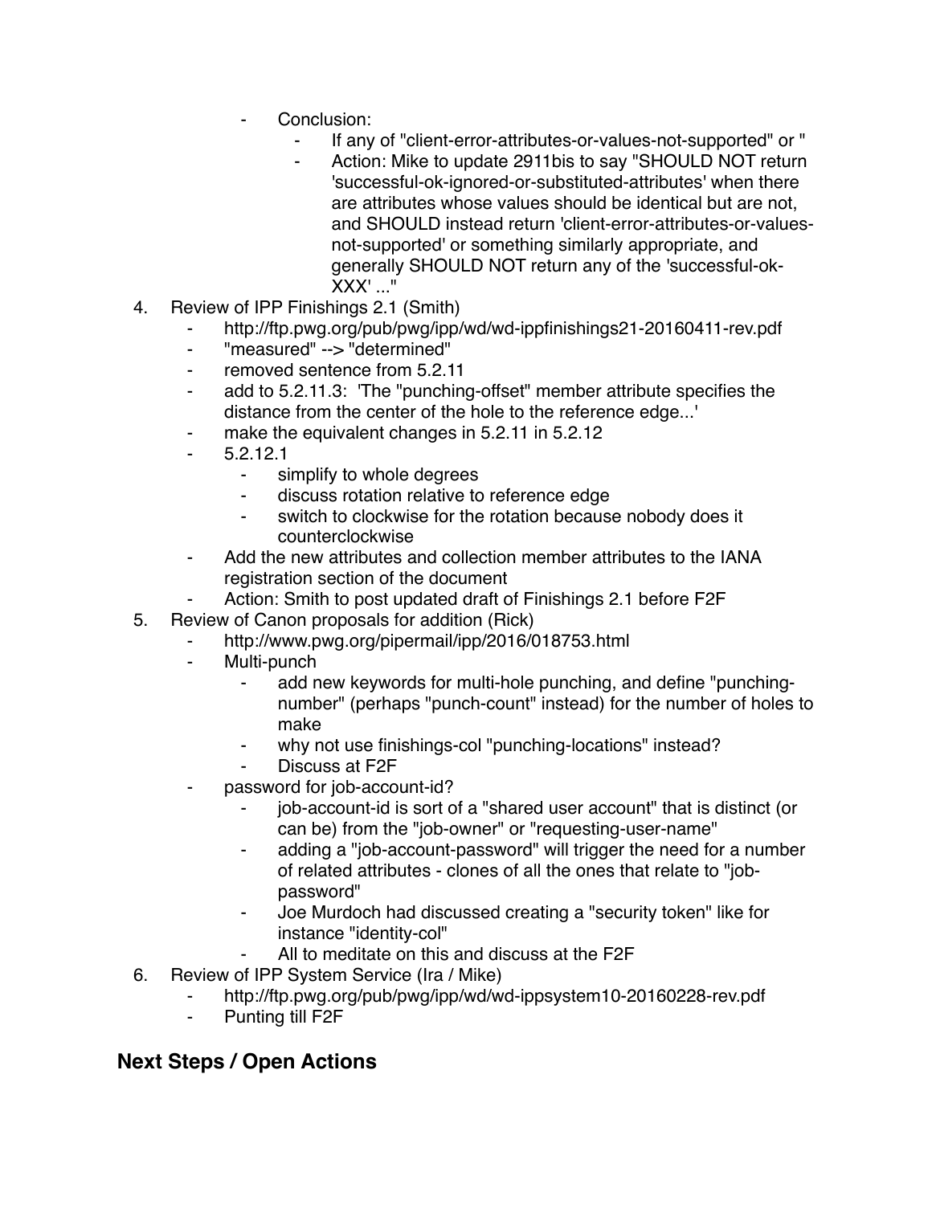- Conclusion:
            - If any of "client-error-attributes-or-values-not-supported" or "
            - Action: Mike to update 2911bis to say "SHOULD NOT return 'successful-ok-ignored-or-substituted-attributes' when there are attributes whose values should be identical but are not, and SHOULD instead return 'client-error-attributes-or-values-not-supported' or something similarly appropriate, and generally SHOULD NOT return any of the 'successful-ok-XXX' ..."

4. Review of IPP Finishings 2.1 (Smith)
    - http://ftp.pwg.org/pub/pwg/ipp/wd/wd-ippfinishings21-20160411-rev.pdf
    - "measured" --> "determined"
    - removed sentence from 5.2.11
    - add to 5.2.11.3: 'The "punching-offset" member attribute specifies the distance from the center of the hole to the reference edge...'
    - make the equivalent changes in 5.2.11 in 5.2.12
    - 5.2.12.1
        - simplify to whole degrees
        - discuss rotation relative to reference edge
        - switch to clockwise for the rotation because nobody does it counterclockwise
    - Add the new attributes and collection member attributes to the IANA registration section of the document
    - Action: Smith to post updated draft of Finishings 2.1 before F2F
5. Review of Canon proposals for addition (Rick)
    - http://www.pwg.org/pipermail/ipp/2016/018753.html
    - Multi-punch
        - add new keywords for multi-hole punching, and define "punching-number" (perhaps "punch-count" instead) for the number of holes to make
        - why not use finishings-col "punching-locations" instead?
        - Discuss at F2F
    - password for job-account-id?
        - job-account-id is sort of a "shared user account" that is distinct (or can be) from the "job-owner" or "requesting-user-name"
        - adding a "job-account-password" will trigger the need for a number of related attributes - clones of all the ones that relate to "job-password"
        - Joe Murdoch had discussed creating a "security token" like for instance "identity-col"
        - All to meditate on this and discuss at the F2F
6. Review of IPP System Service (Ira / Mike)
    - http://ftp.pwg.org/pub/pwg/ipp/wd/wd-ippsystem10-20160228-rev.pdf
    - Punting till F2F

## Next Steps / Open Actions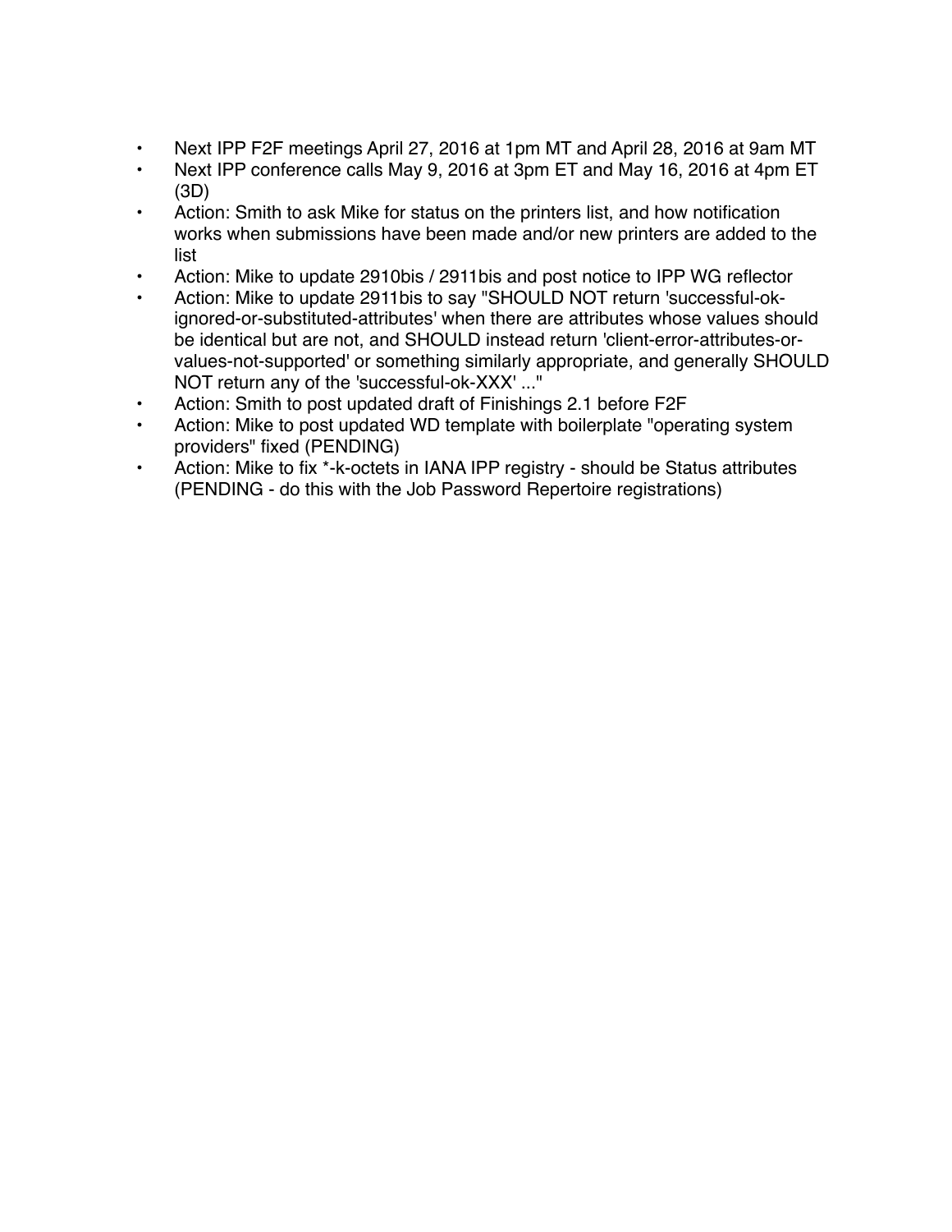- Next IPP F2F meetings April 27, 2016 at 1pm MT and April 28, 2016 at 9am MT
- Next IPP conference calls May 9, 2016 at 3pm ET and May 16, 2016 at 4pm ET (3D)
- Action: Smith to ask Mike for status on the printers list, and how notification works when submissions have been made and/or new printers are added to the list
- Action: Mike to update 2910bis / 2911bis and post notice to IPP WG reflector
- Action: Mike to update 2911bis to say "SHOULD NOT return 'successful-ok-ignored-or-substituted-attributes' when there are attributes whose values should be identical but are not, and SHOULD instead return 'client-error-attributes-or-values-not-supported' or something similarly appropriate, and generally SHOULD NOT return any of the 'successful-ok-XXX' ..."
- Action: Smith to post updated draft of Finishings 2.1 before F2F
- Action: Mike to post updated WD template with boilerplate "operating system providers" fixed (PENDING)
- Action: Mike to fix *-k-octets in IANA IPP registry - should be Status attributes (PENDING - do this with the Job Password Repertoire registrations)